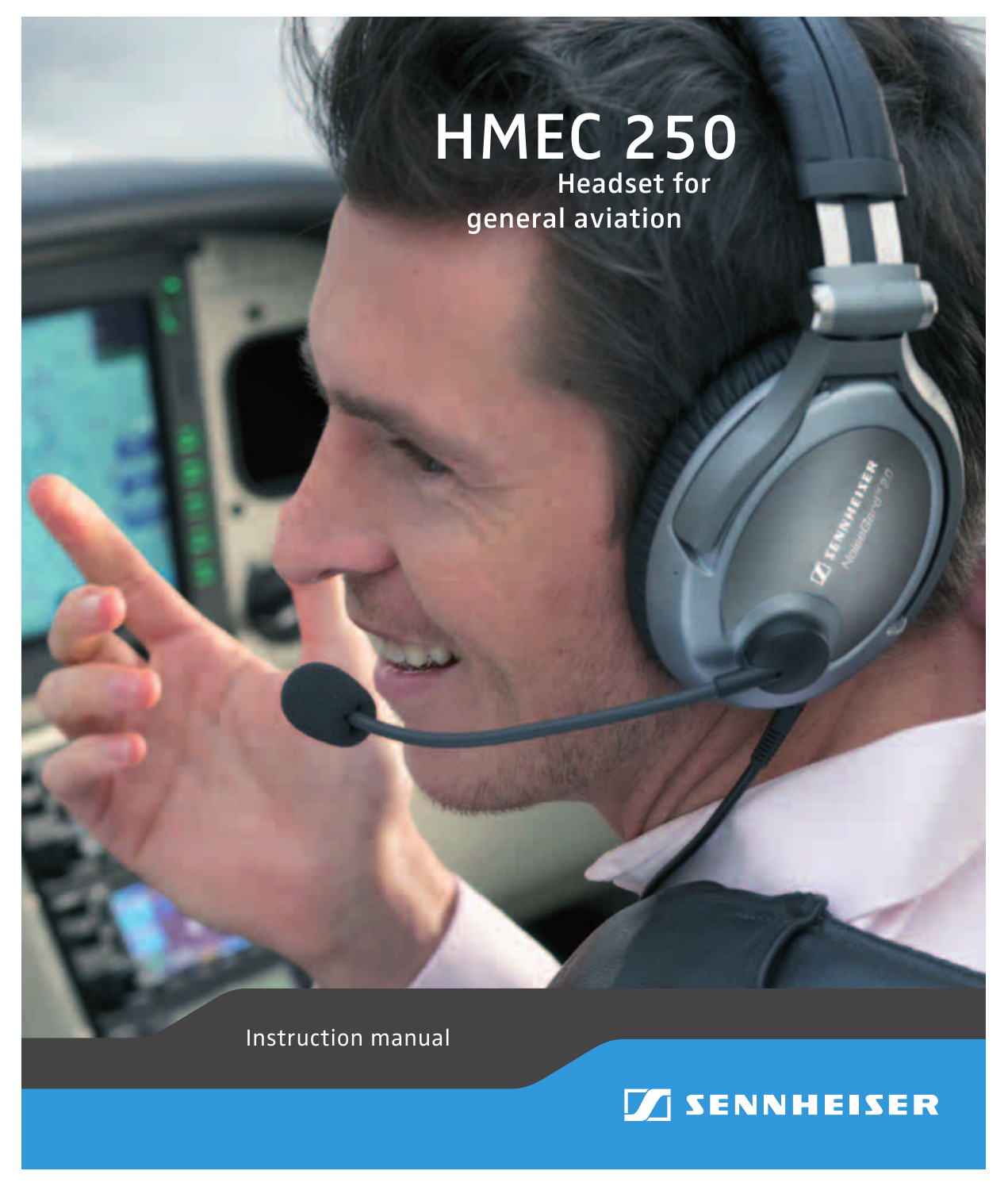# HMEC 250

## Headset for general aviation

Instruction manual

SENNHEISER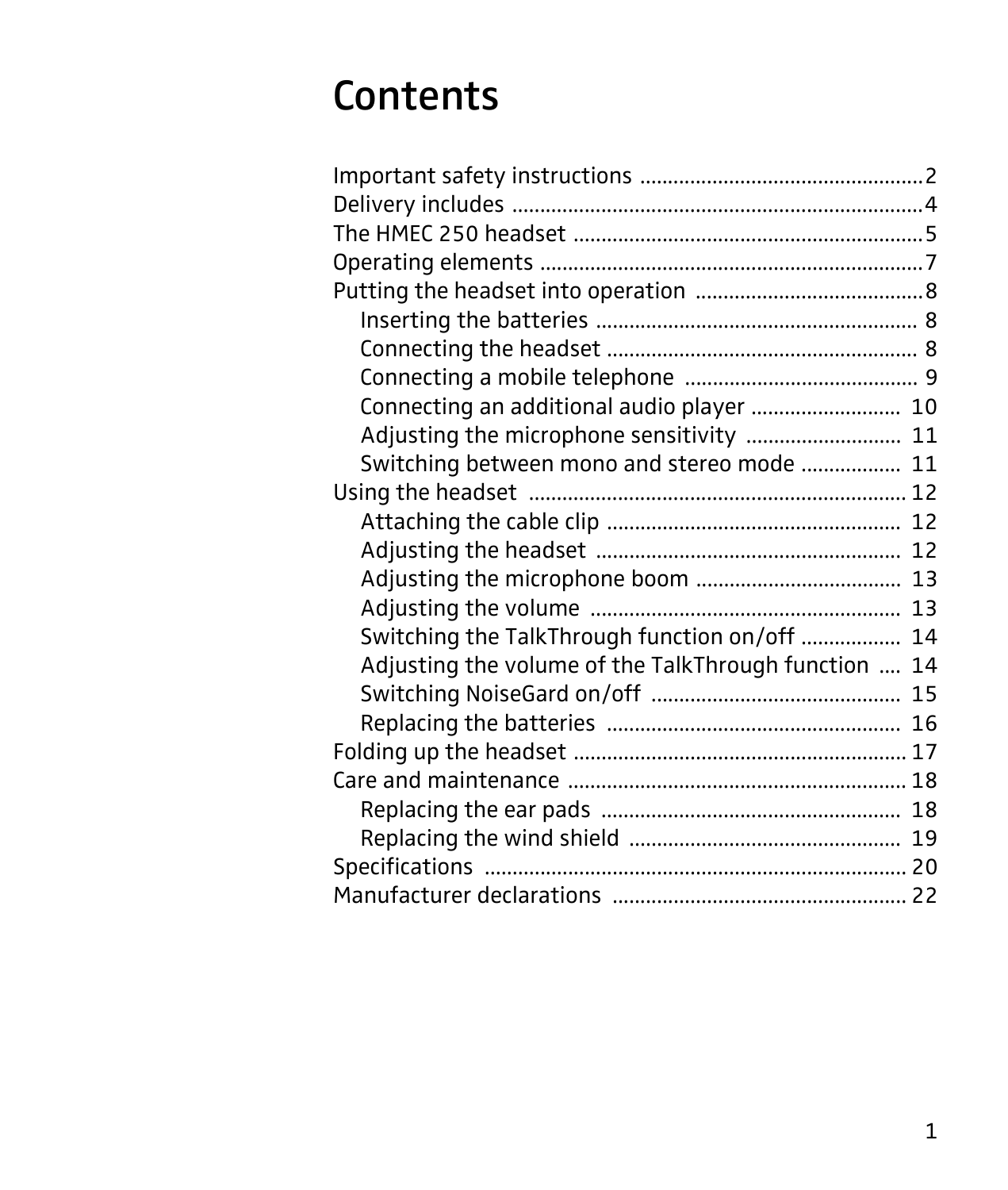# Contents

Important safety instructions ..................................................2
Delivery includes ........................................................................4
The HMEC 250 headset .............................................................5
Operating elements ....................................................................7
Putting the headset into operation .........................................8
- Inserting the batteries ......................................................... 8
- Connecting the headset ....................................................... 8
- Connecting a mobile telephone .......................................... 9
- Connecting an additional audio player ........................... 10
- Adjusting the microphone sensitivity ............................ 11
- Switching between mono and stereo mode ................. 11

Using the headset ................................................................... 12
- Attaching the cable clip .................................................... 12
- Adjusting the headset ...................................................... 12
- Adjusting the microphone boom .................................... 13
- Adjusting the volume ...................................................... 13
- Switching the TalkThrough function on/off ................. 14
- Adjusting the volume of the TalkThrough function .... 14
- Switching NoiseGard on/off ............................................ 15
- Replacing the batteries .................................................... 16

Folding up the headset ........................................................... 17
Care and maintenance ............................................................ 18
- Replacing the ear pads ..................................................... 18
- Replacing the wind shield ................................................ 19

Specifications .......................................................................... 20
Manufacturer declarations ..................................................... 22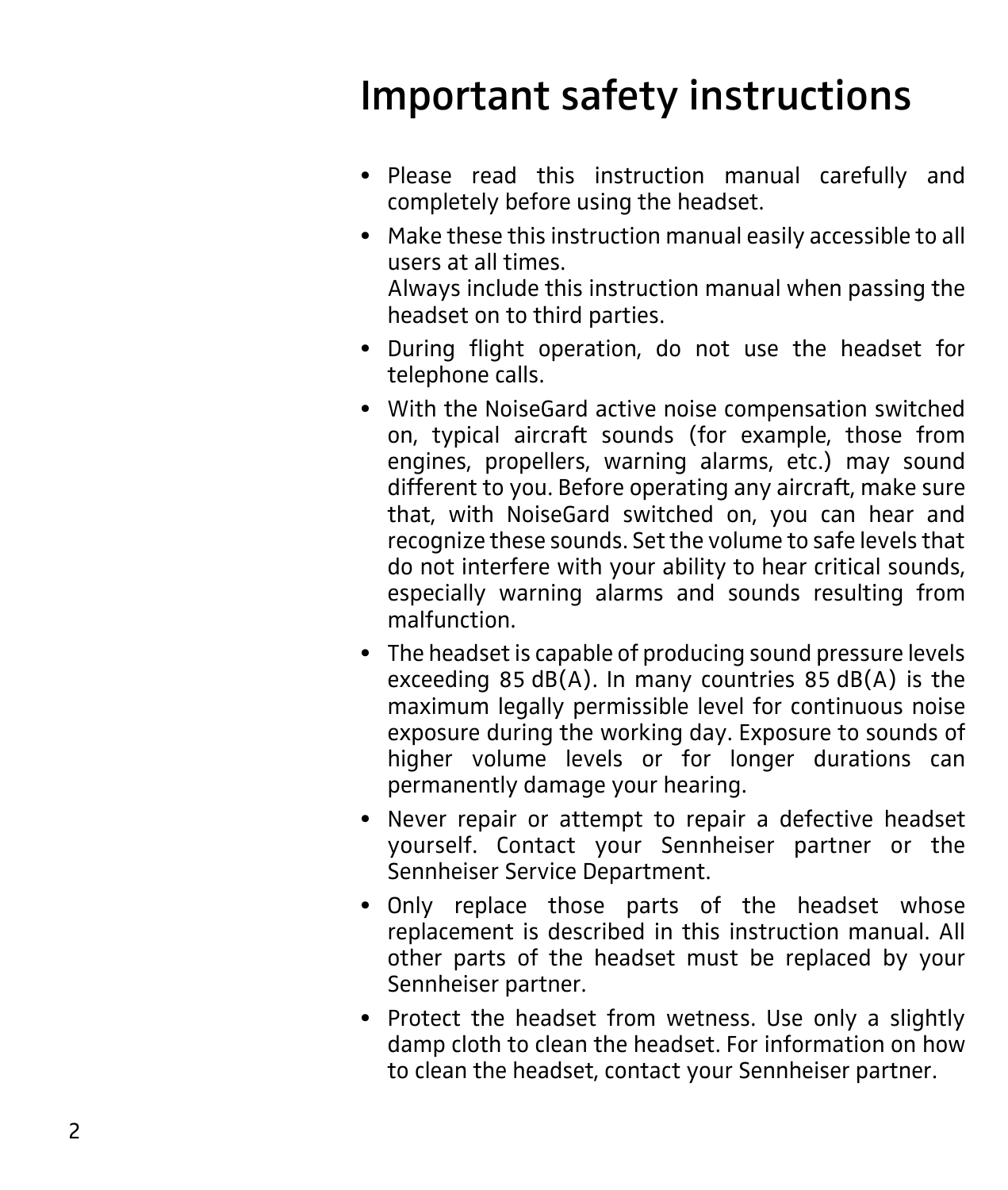# Important safety instructions

- Please read this instruction manual carefully and completely before using the headset.
- Make these this instruction manual easily accessible to all users at all times.
  Always include this instruction manual when passing the headset on to third parties.
- During flight operation, do not use the headset for telephone calls.
- With the NoiseGard active noise compensation switched on, typical aircraft sounds (for example, those from engines, propellers, warning alarms, etc.) may sound different to you. Before operating any aircraft, make sure that, with NoiseGard switched on, you can hear and recognize these sounds. Set the volume to safe levels that do not interfere with your ability to hear critical sounds, especially warning alarms and sounds resulting from malfunction.
- The headset is capable of producing sound pressure levels exceeding 85 dB(A). In many countries 85 dB(A) is the maximum legally permissible level for continuous noise exposure during the working day. Exposure to sounds of higher volume levels or for longer durations can permanently damage your hearing.
- Never repair or attempt to repair a defective headset yourself. Contact your Sennheiser partner or the Sennheiser Service Department.
- Only replace those parts of the headset whose replacement is described in this instruction manual. All other parts of the headset must be replaced by your Sennheiser partner.
- Protect the headset from wetness. Use only a slightly damp cloth to clean the headset. For information on how to clean the headset, contact your Sennheiser partner.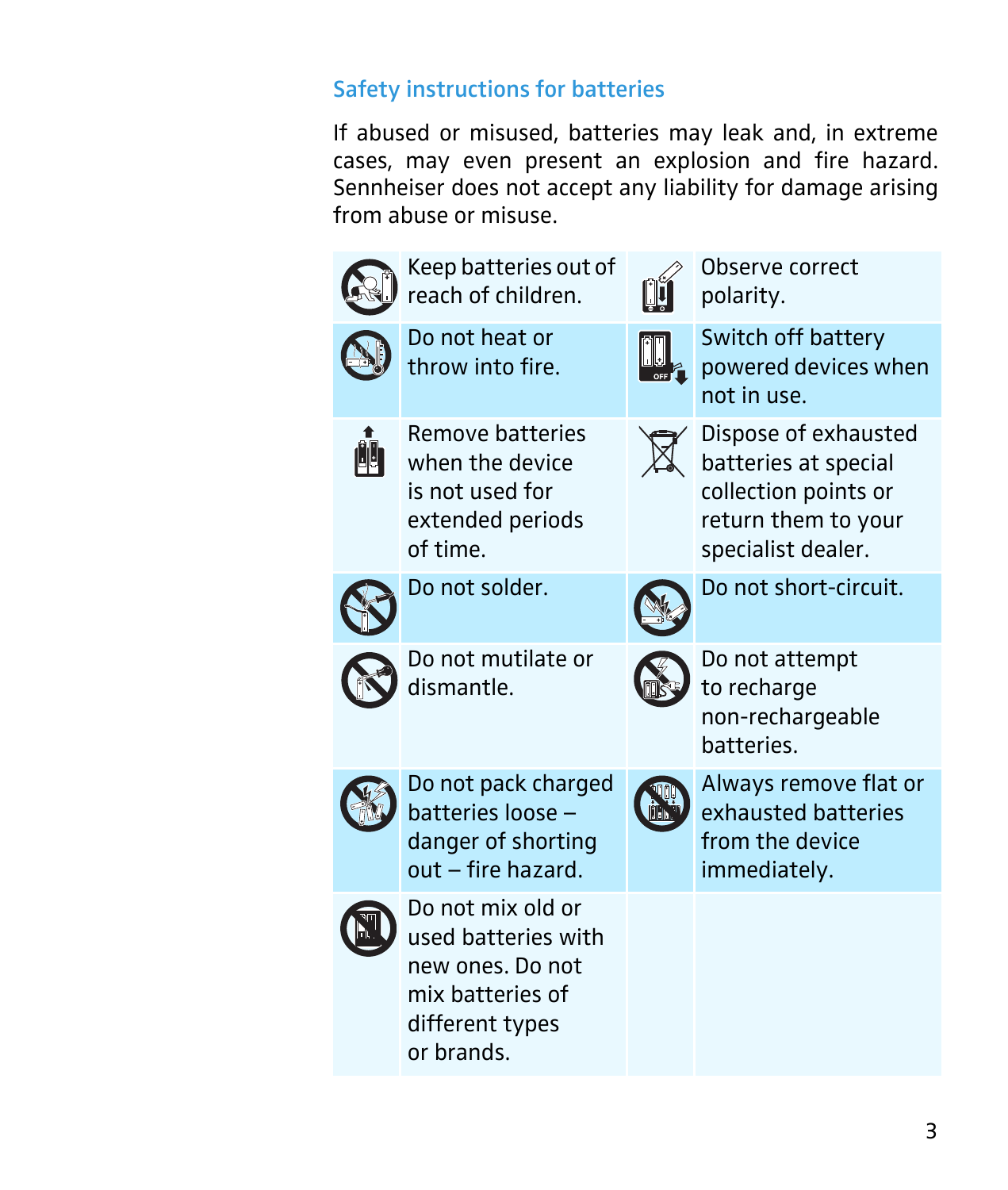## Safety instructions for batteries

If abused or misused, batteries may leak and, in extreme cases, may even present an explosion and fire hazard. Sennheiser does not accept any liability for damage arising from abuse or misuse.

| | | | |
|---|---|---|---|
| | Keep batteries out of reach of children. | | Observe correct polarity. |
| | Do not heat or throw into fire. | | Switch off battery powered devices when not in use. |
| | Remove batteries when the device is not used for extended periods of time. | | Dispose of exhausted batteries at special collection points or return them to your specialist dealer. |
| | Do not solder. | | Do not short-circuit. |
| | Do not mutilate or dismantle. | | Do not attempt to recharge non-rechargeable batteries. |
| | Do not pack charged batteries loose – danger of shorting out – fire hazard. | | Always remove flat or exhausted batteries from the device immediately. |
| | Do not mix old or used batteries with new ones. Do not mix batteries of different types or brands. | | |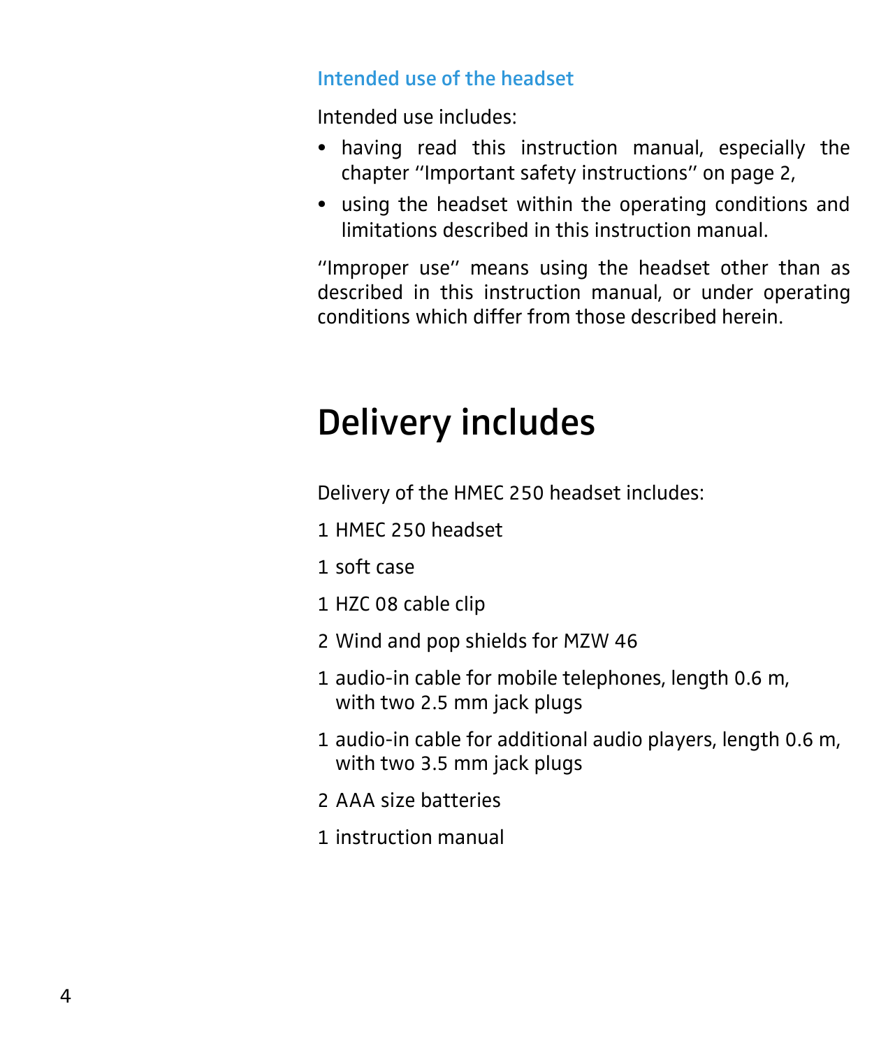### Intended use of the headset

Intended use includes:

- having read this instruction manual, especially the chapter "Important safety instructions" on page 2,
- using the headset within the operating conditions and limitations described in this instruction manual.

"Improper use" means using the headset other than as described in this instruction manual, or under operating conditions which differ from those described herein.

# Delivery includes

Delivery of the HMEC 250 headset includes:

1 HMEC 250 headset

1 soft case

1 HZC 08 cable clip

2 Wind and pop shields for MZW 46

1 audio-in cable for mobile telephones, length 0.6 m, with two 2.5 mm jack plugs

1 audio-in cable for additional audio players, length 0.6 m, with two 3.5 mm jack plugs

2 AAA size batteries

1 instruction manual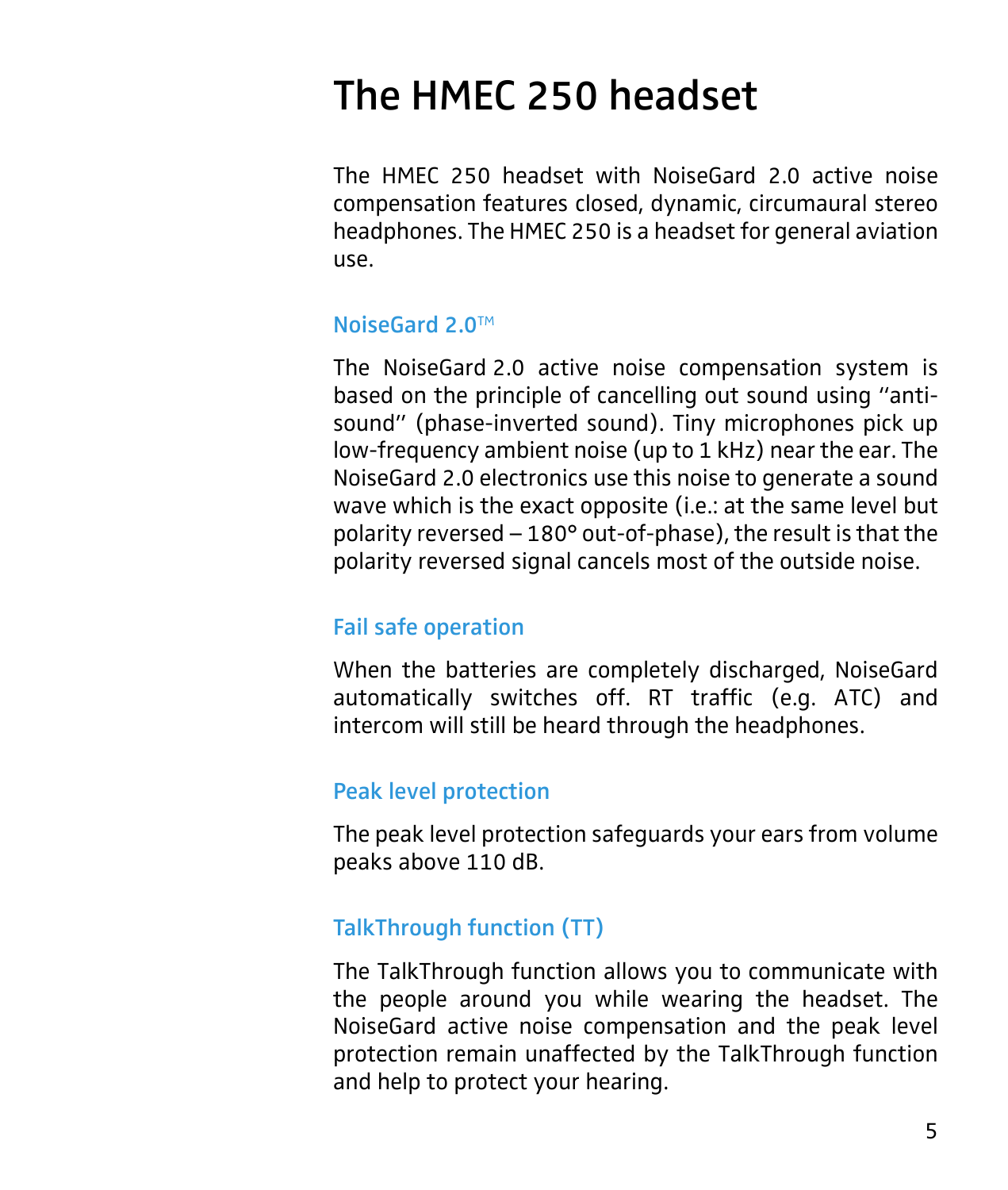# The HMEC 250 headset

The HMEC 250 headset with NoiseGard 2.0 active noise compensation features closed, dynamic, circumaural stereo headphones. The HMEC 250 is a headset for general aviation use.

## NoiseGard 2.0™

The NoiseGard 2.0 active noise compensation system is based on the principle of cancelling out sound using "anti-sound" (phase-inverted sound). Tiny microphones pick up low-frequency ambient noise (up to 1 kHz) near the ear. The NoiseGard 2.0 electronics use this noise to generate a sound wave which is the exact opposite (i.e.: at the same level but polarity reversed – 180° out-of-phase), the result is that the polarity reversed signal cancels most of the outside noise.

## Fail safe operation

When the batteries are completely discharged, NoiseGard automatically switches off. RT traffic (e.g. ATC) and intercom will still be heard through the headphones.

## Peak level protection

The peak level protection safeguards your ears from volume peaks above 110 dB.

## TalkThrough function (TT)

The TalkThrough function allows you to communicate with the people around you while wearing the headset. The NoiseGard active noise compensation and the peak level protection remain unaffected by the TalkThrough function and help to protect your hearing.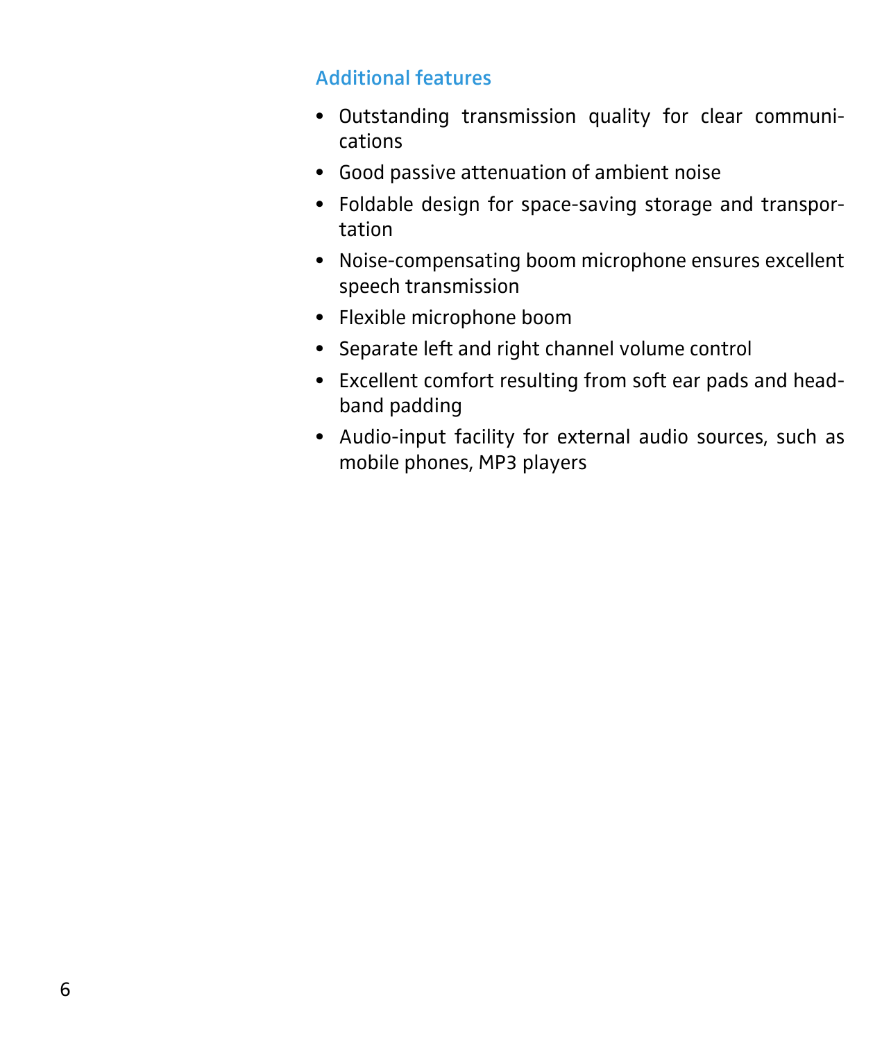## Additional features

- Outstanding transmission quality for clear communications
- Good passive attenuation of ambient noise
- Foldable design for space-saving storage and transportation
- Noise-compensating boom microphone ensures excellent speech transmission
- Flexible microphone boom
- Separate left and right channel volume control
- Excellent comfort resulting from soft ear pads and headband padding
- Audio-input facility for external audio sources, such as mobile phones, MP3 players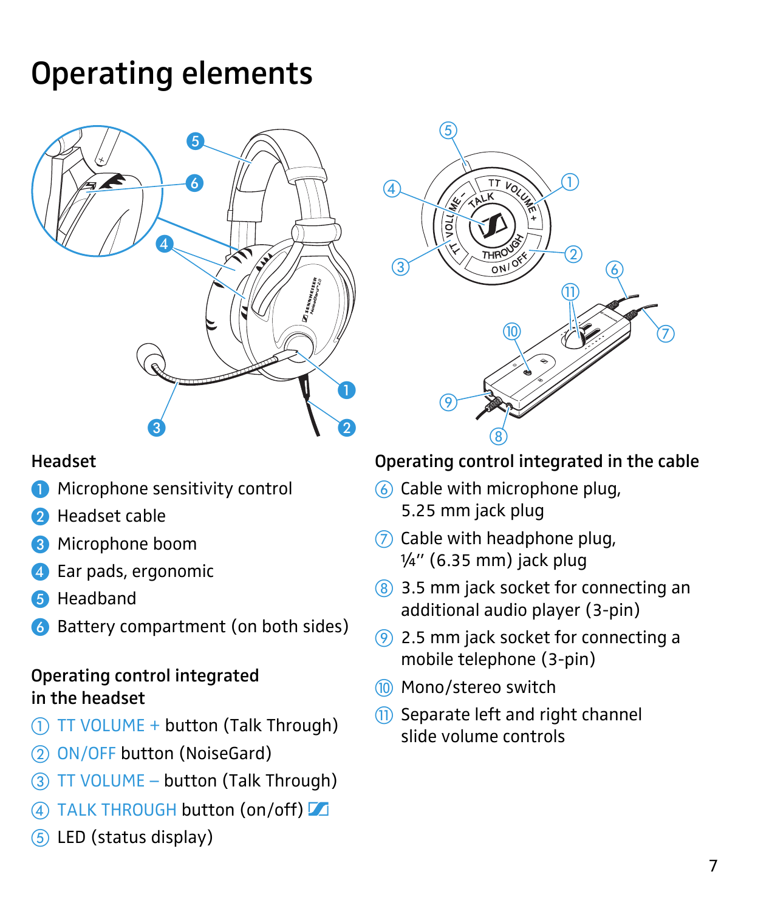# Operating elements

### Headset

1. Microphone sensitivity control
2. Headset cable
3. Microphone boom
4. Ear pads, ergonomic
5. Headband
6. Battery compartment (on both sides)

### Operating control integrated in the headset

① TT VOLUME + button (Talk Through)

② ON/OFF button (NoiseGard)

③ TT VOLUME – button (Talk Through)

④ TALK THROUGH button (on/off)

⑤ LED (status display)

### Operating control integrated in the cable

⑥ Cable with microphone plug, 5.25 mm jack plug

⑦ Cable with headphone plug, ¼'' (6.35 mm) jack plug

⑧ 3.5 mm jack socket for connecting an additional audio player (3-pin)

⑨ 2.5 mm jack socket for connecting a mobile telephone (3-pin)

⑩ Mono/stereo switch

⑪ Separate left and right channel slide volume controls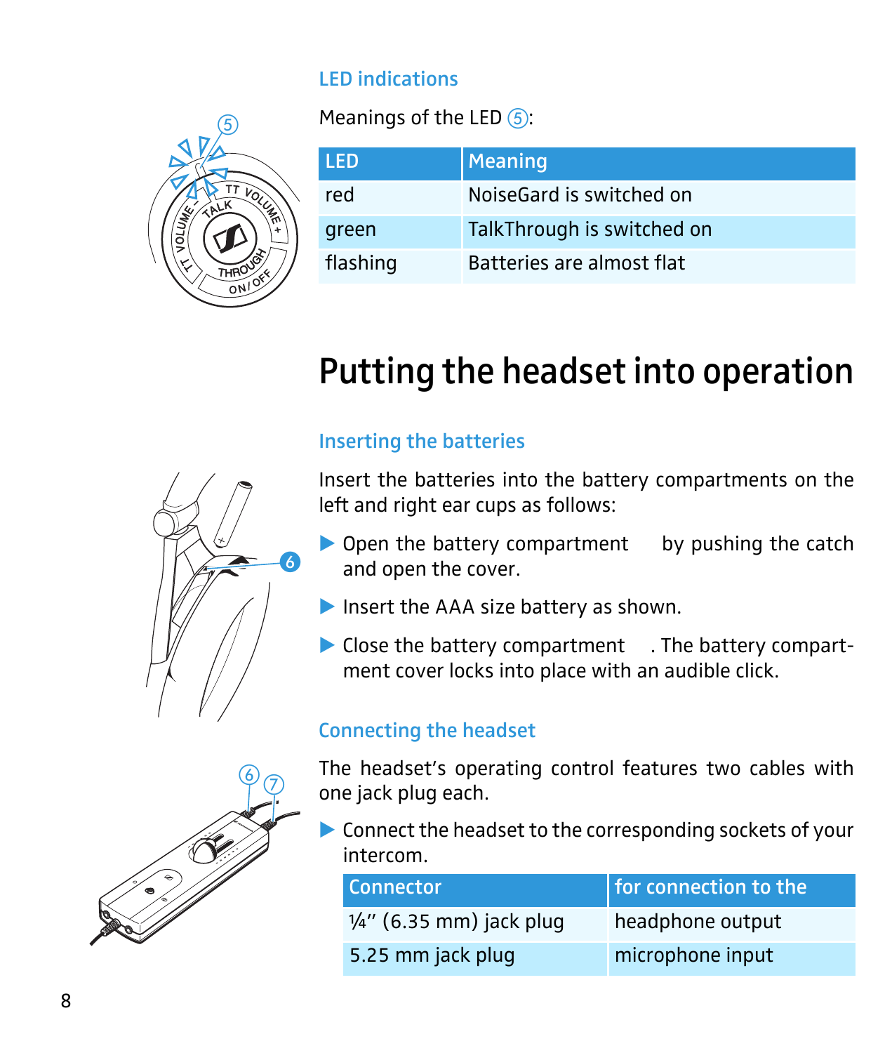## LED indications

Meanings of the LED ⑤:

| LED | Meaning |
| --- | --- |
| red | NoiseGard is switched on |
| green | TalkThrough is switched on |
| flashing | Batteries are almost flat |

# Putting the headset into operation

## Inserting the batteries

Insert the batteries into the battery compartments on the left and right ear cups as follows:

- ▶ Open the battery compartment by pushing the catch and open the cover.
- ▶ Insert the AAA size battery as shown.
- ▶ Close the battery compartment . The battery compartment cover locks into place with an audible click.

## Connecting the headset

The headset's operating control features two cables with one jack plug each.

- ▶ Connect the headset to the corresponding sockets of your intercom.

| Connector | for connection to the |
| --- | --- |
| ¼" (6.35 mm) jack plug | headphone output |
| 5.25 mm jack plug | microphone input |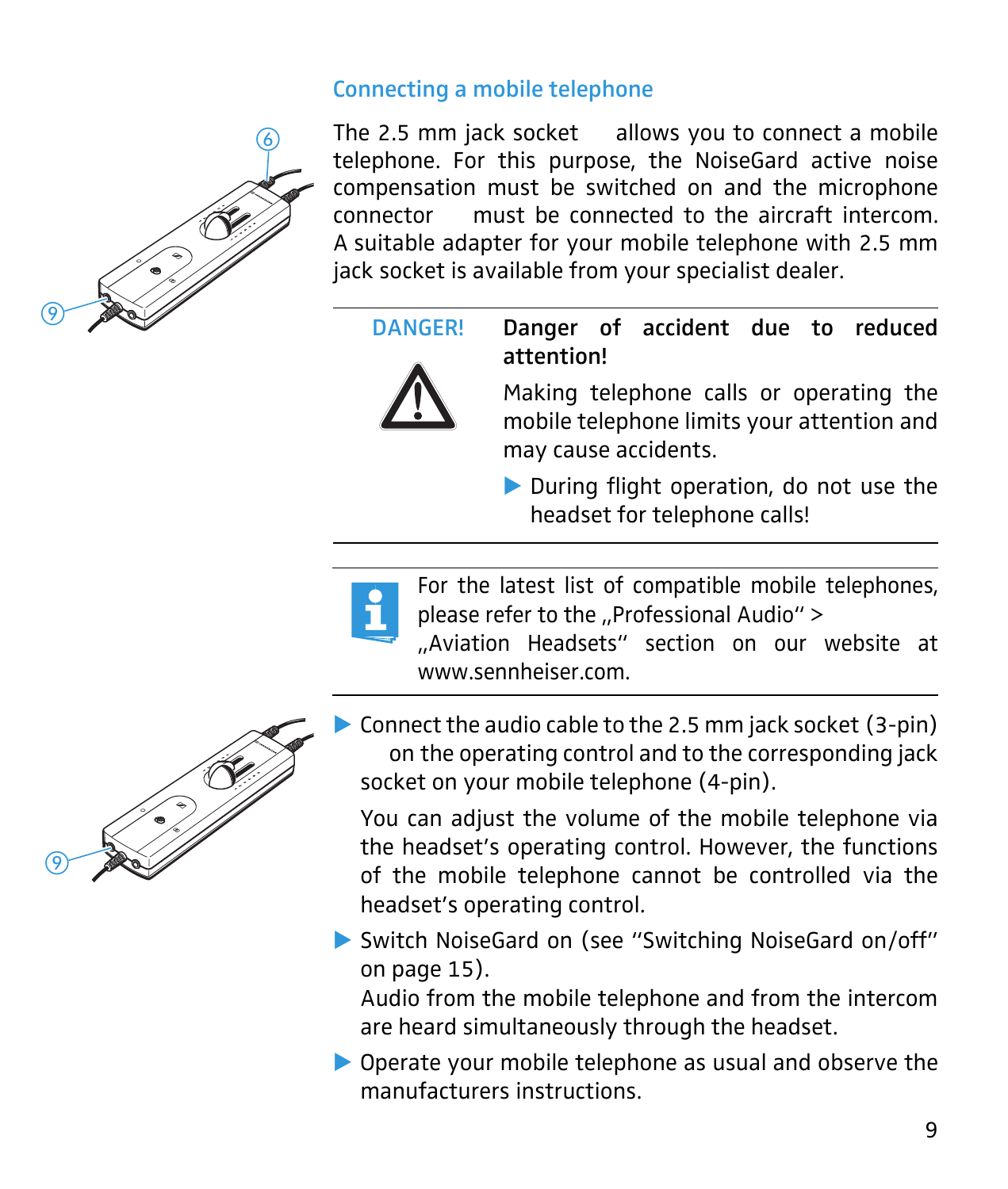## Connecting a mobile telephone

The 2.5 mm jack socket allows you to connect a mobile telephone. For this purpose, the NoiseGard active noise compensation must be switched on and the microphone connector must be connected to the aircraft intercom. A suitable adapter for your mobile telephone with 2.5 mm jack socket is available from your specialist dealer.

---

**DANGER!**

**Danger of accident due to reduced attention!**

Making telephone calls or operating the mobile telephone limits your attention and may cause accidents.

- During flight operation, do not use the headset for telephone calls!

---

For the latest list of compatible mobile telephones, please refer to the „Professional Audio" > „Aviation Headsets" section on our website at www.sennheiser.com.

---

- Connect the audio cable to the 2.5 mm jack socket (3-pin) on the operating control and to the corresponding jack socket on your mobile telephone (4-pin).

  You can adjust the volume of the mobile telephone via the headset's operating control. However, the functions of the mobile telephone cannot be controlled via the headset's operating control.

- Switch NoiseGard on (see "Switching NoiseGard on/off" on page 15).
  Audio from the mobile telephone and from the intercom are heard simultaneously through the headset.

- Operate your mobile telephone as usual and observe the manufacturers instructions.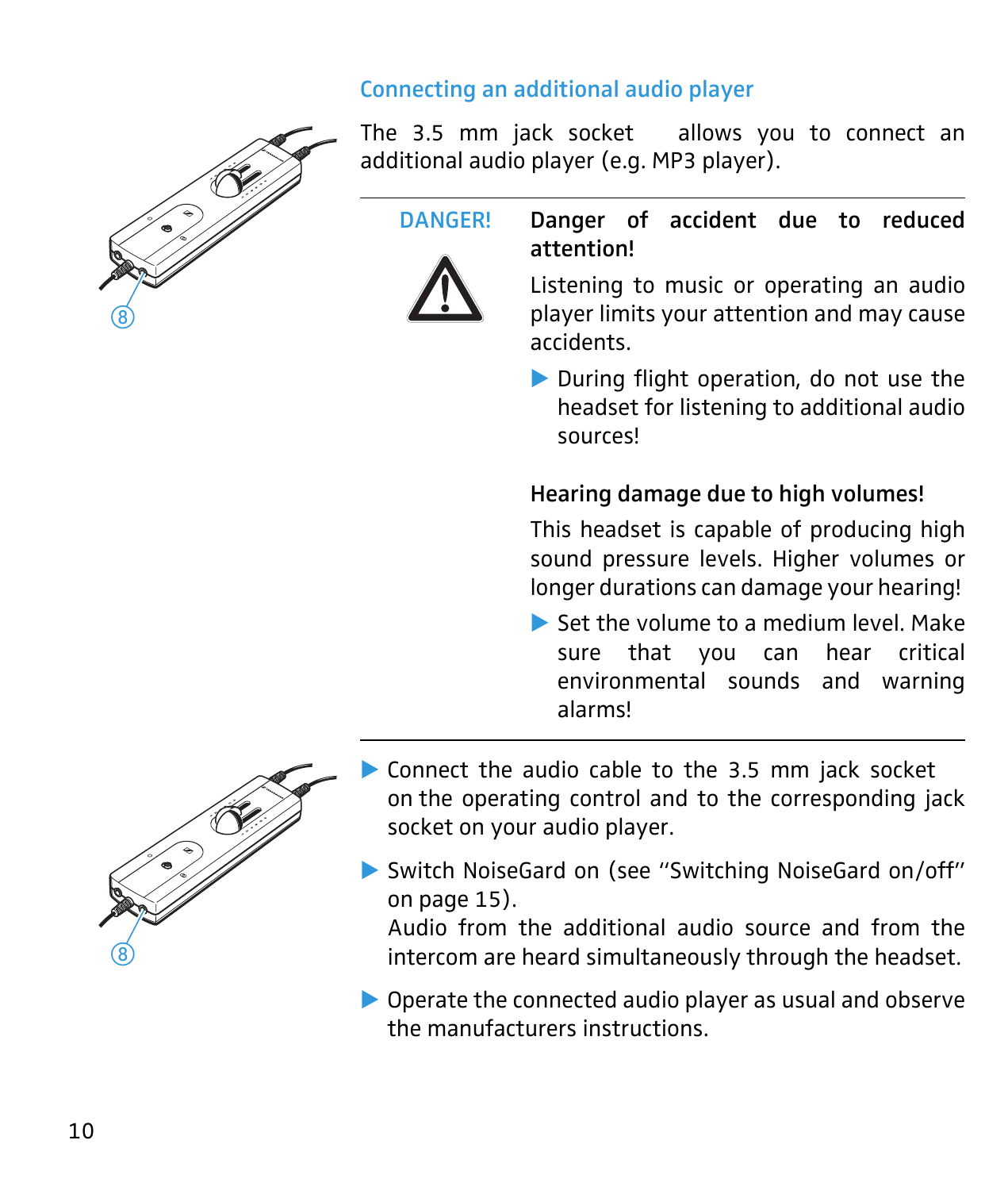## Connecting an additional audio player

The 3.5 mm jack socket allows you to connect an additional audio player (e.g. MP3 player).

---

DANGER!

**Danger of accident due to reduced attention!**

Listening to music or operating an audio player limits your attention and may cause accidents.

▶ During flight operation, do not use the headset for listening to additional audio sources!

**Hearing damage due to high volumes!**

This headset is capable of producing high sound pressure levels. Higher volumes or longer durations can damage your hearing!

▶ Set the volume to a medium level. Make sure that you can hear critical environmental sounds and warning alarms!

---

▶ Connect the audio cable to the 3.5 mm jack socket on the operating control and to the corresponding jack socket on your audio player.

▶ Switch NoiseGard on (see "Switching NoiseGard on/off" on page 15).
Audio from the additional audio source and from the intercom are heard simultaneously through the headset.

▶ Operate the connected audio player as usual and observe the manufacturers instructions.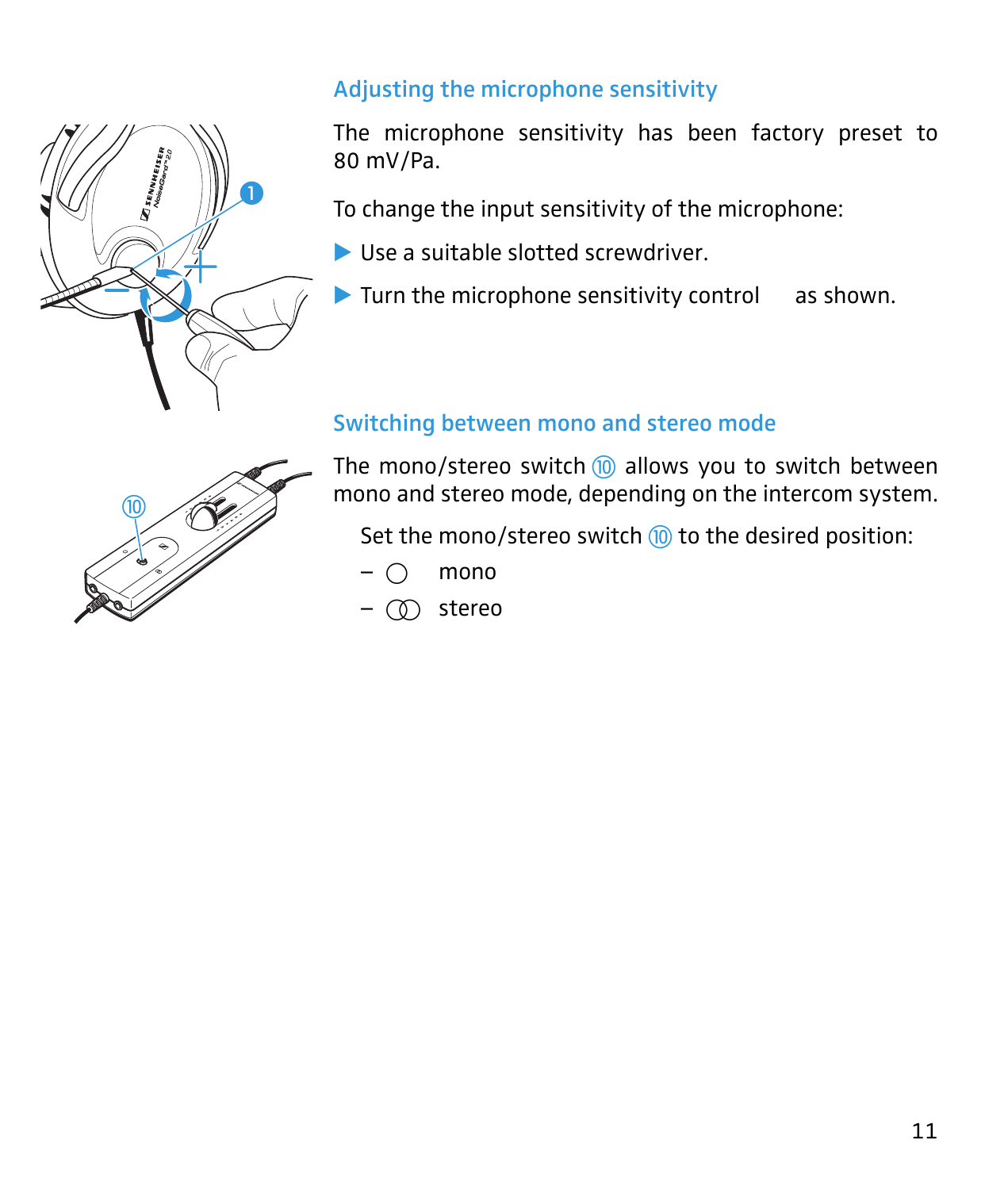## Adjusting the microphone sensitivity

The microphone sensitivity has been factory preset to 80 mV/Pa.

To change the input sensitivity of the microphone:

- ▶ Use a suitable slotted screwdriver.
- ▶ Turn the microphone sensitivity control as shown.

## Switching between mono and stereo mode

The mono/stereo switch ⑩ allows you to switch between mono and stereo mode, depending on the intercom system.

Set the mono/stereo switch ⑩ to the desired position:

- ◯ mono
- ◯◯ stereo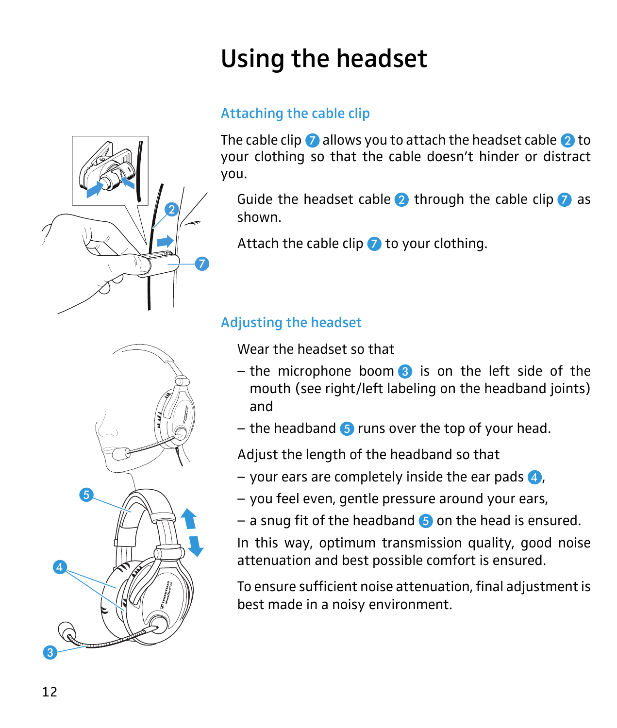# Using the headset

## Attaching the cable clip

The cable clip 7 allows you to attach the headset cable 2 to your clothing so that the cable doesn't hinder or distract you.

Guide the headset cable 2 through the cable clip 7 as shown.

Attach the cable clip 7 to your clothing.

## Adjusting the headset

Wear the headset so that

- the microphone boom 3 is on the left side of the mouth (see right/left labeling on the headband joints) and
- the headband 5 runs over the top of your head.

Adjust the length of the headband so that

- your ears are completely inside the ear pads 4,
- you feel even, gentle pressure around your ears,
- a snug fit of the headband 5 on the head is ensured.

In this way, optimum transmission quality, good noise attenuation and best possible comfort is ensured.

To ensure sufficient noise attenuation, final adjustment is best made in a noisy environment.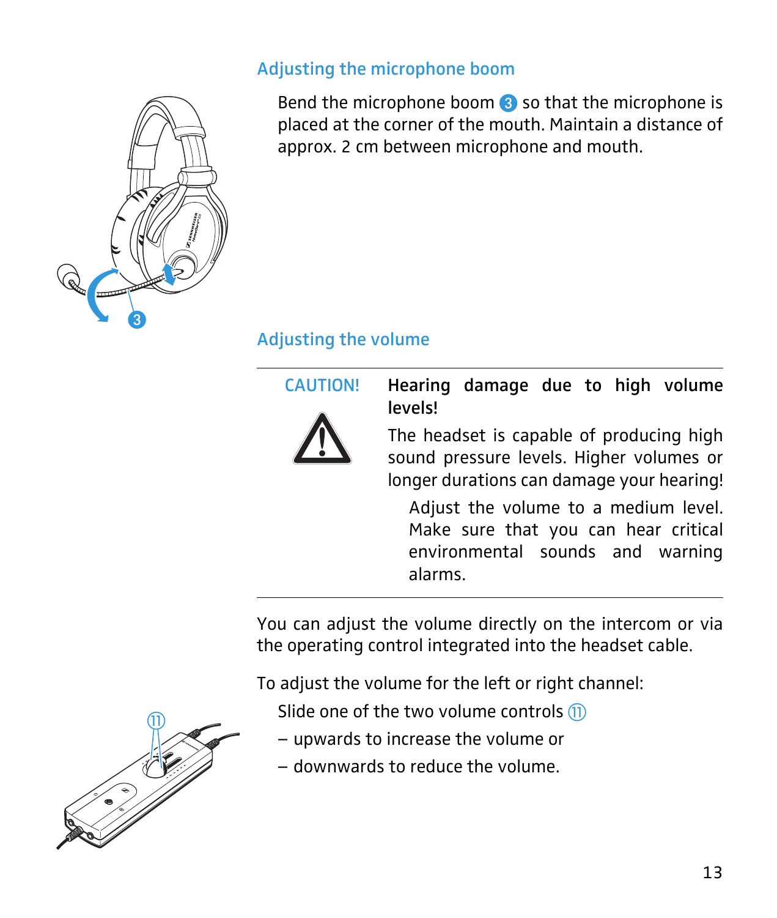## Adjusting the microphone boom

Bend the microphone boom ③ so that the microphone is placed at the corner of the mouth. Maintain a distance of approx. 2 cm between microphone and mouth.

## Adjusting the volume

| CAUTION! | **Hearing damage due to high volume levels!** |
| --- | --- |
| | The headset is capable of producing high sound pressure levels. Higher volumes or longer durations can damage your hearing! Adjust the volume to a medium level. Make sure that you can hear critical environmental sounds and warning alarms. |

You can adjust the volume directly on the intercom or via the operating control integrated into the headset cable.

To adjust the volume for the left or right channel:

Slide one of the two volume controls ⑪

- upwards to increase the volume or
- downwards to reduce the volume.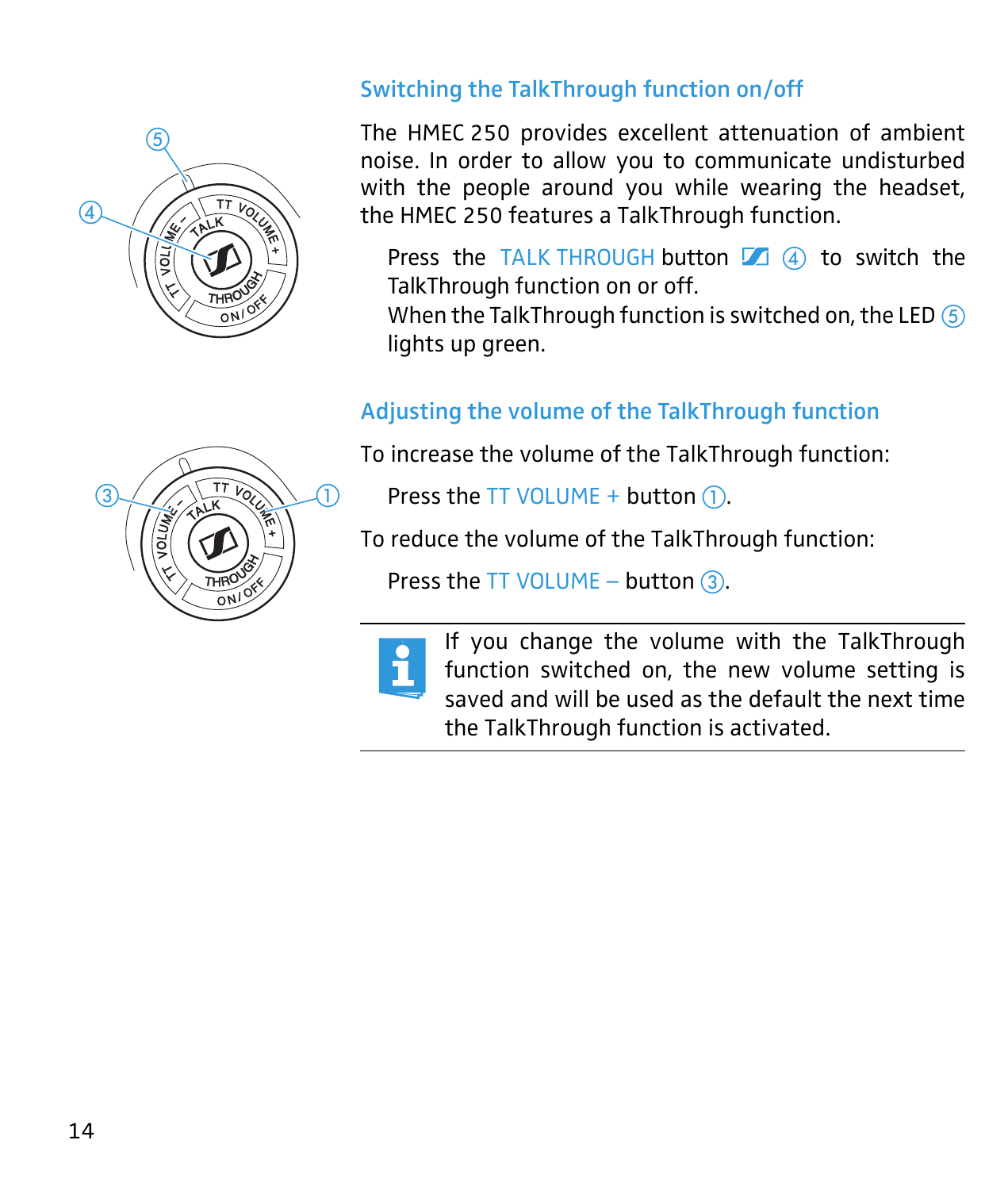## Switching the TalkThrough function on/off

The HMEC 250 provides excellent attenuation of ambient noise. In order to allow you to communicate undisturbed with the people around you while wearing the headset, the HMEC 250 features a TalkThrough function.

Press the TALK THROUGH button ④ to switch the TalkThrough function on or off.
When the TalkThrough function is switched on, the LED ⑤ lights up green.

## Adjusting the volume of the TalkThrough function

To increase the volume of the TalkThrough function:

Press the TT VOLUME + button ①.

To reduce the volume of the TalkThrough function:

Press the TT VOLUME – button ③.

---

If you change the volume with the TalkThrough function switched on, the new volume setting is saved and will be used as the default the next time the TalkThrough function is activated.

---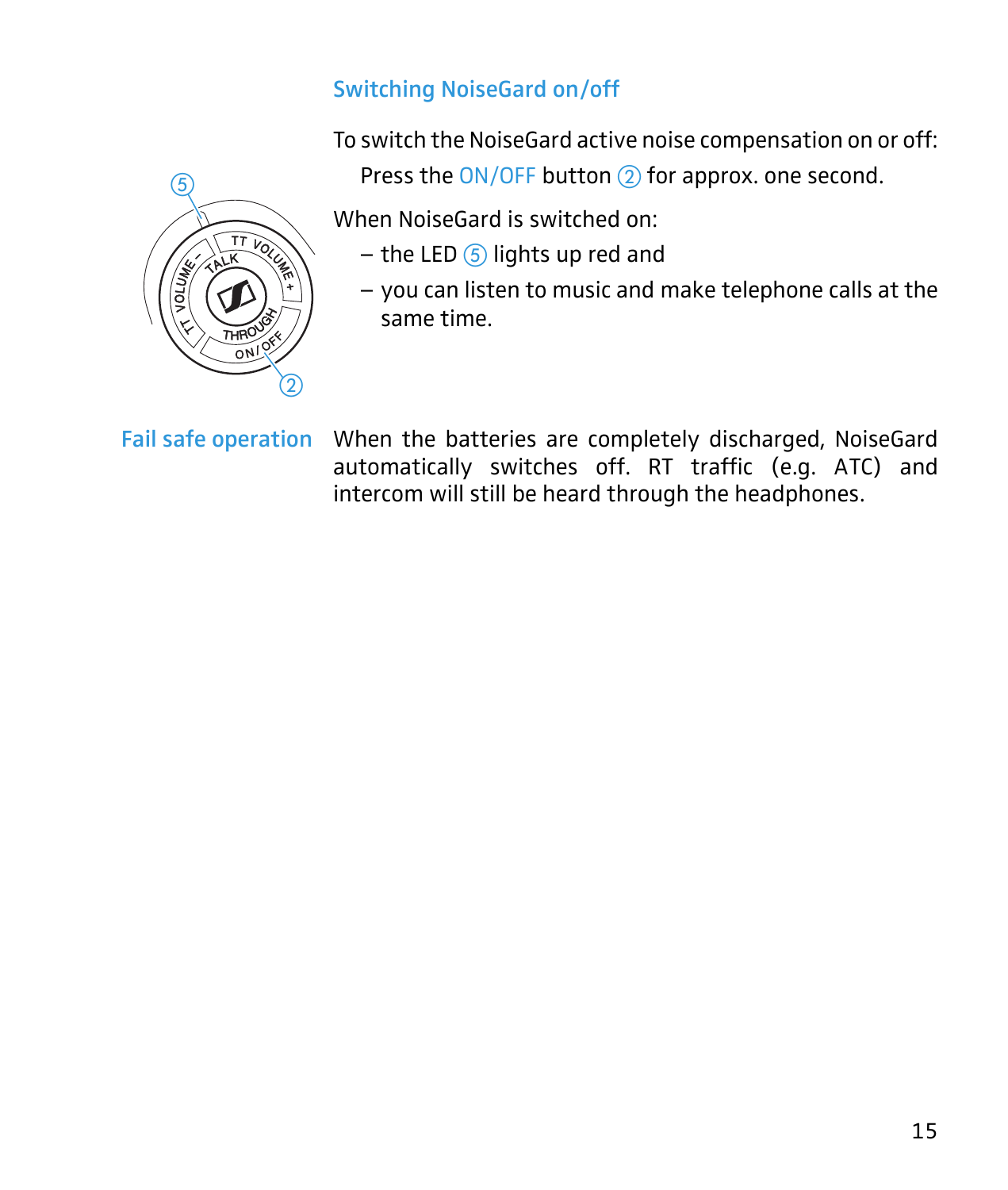## Switching NoiseGard on/off

To switch the NoiseGard active noise compensation on or off:

Press the ON/OFF button ② for approx. one second.

When NoiseGard is switched on:

- the LED ⑤ lights up red and
- you can listen to music and make telephone calls at the same time.

## Fail safe operation

When the batteries are completely discharged, NoiseGard automatically switches off. RT traffic (e.g. ATC) and intercom will still be heard through the headphones.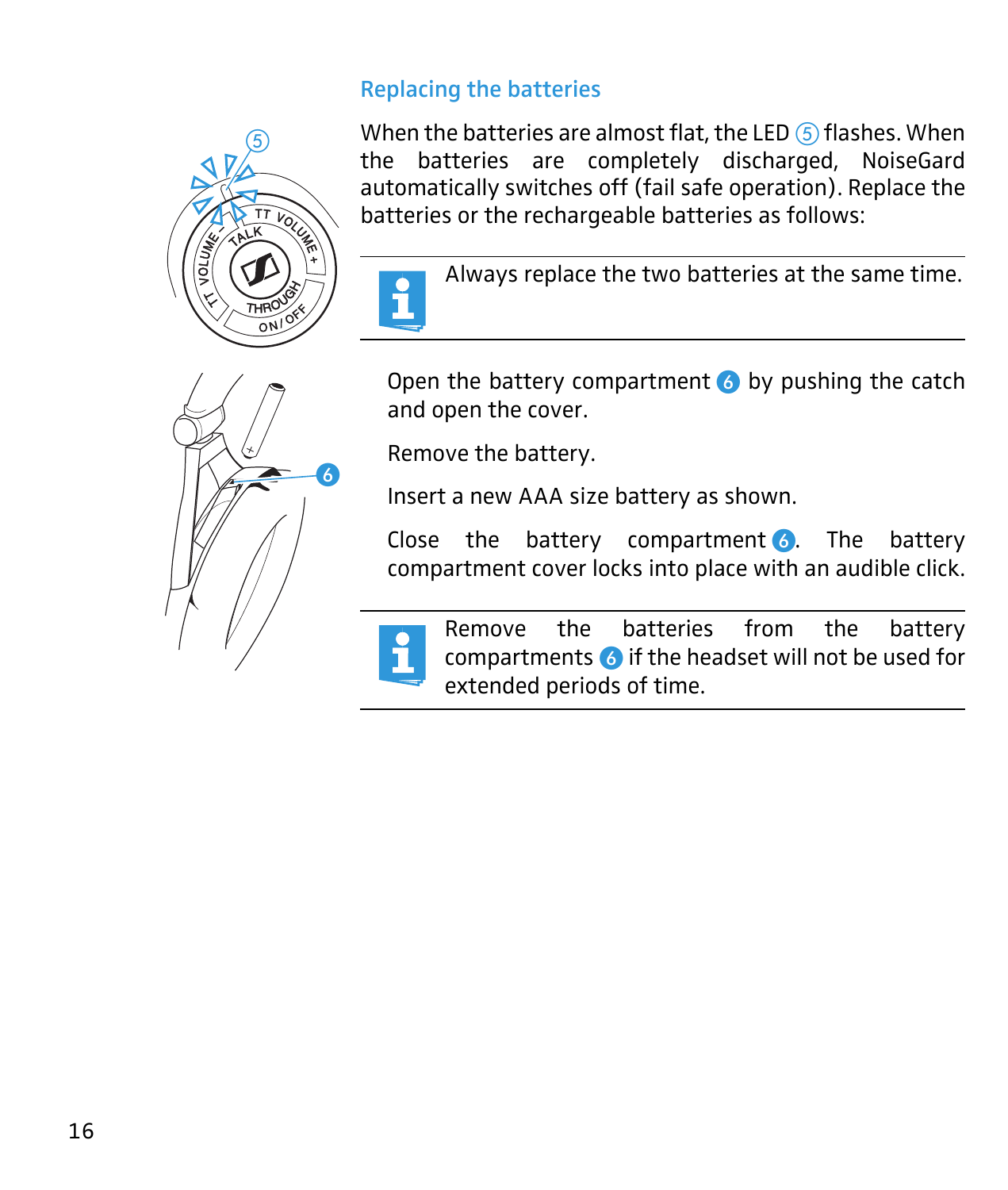## Replacing the batteries

When the batteries are almost flat, the LED ⑤ flashes. When the batteries are completely discharged, NoiseGard automatically switches off (fail safe operation). Replace the batteries or the rechargeable batteries as follows:

Always replace the two batteries at the same time.

Open the battery compartment ⑥ by pushing the catch and open the cover.

Remove the battery.

Insert a new AAA size battery as shown.

Close the battery compartment ⑥. The battery compartment cover locks into place with an audible click.

Remove the batteries from the battery compartments ⑥ if the headset will not be used for extended periods of time.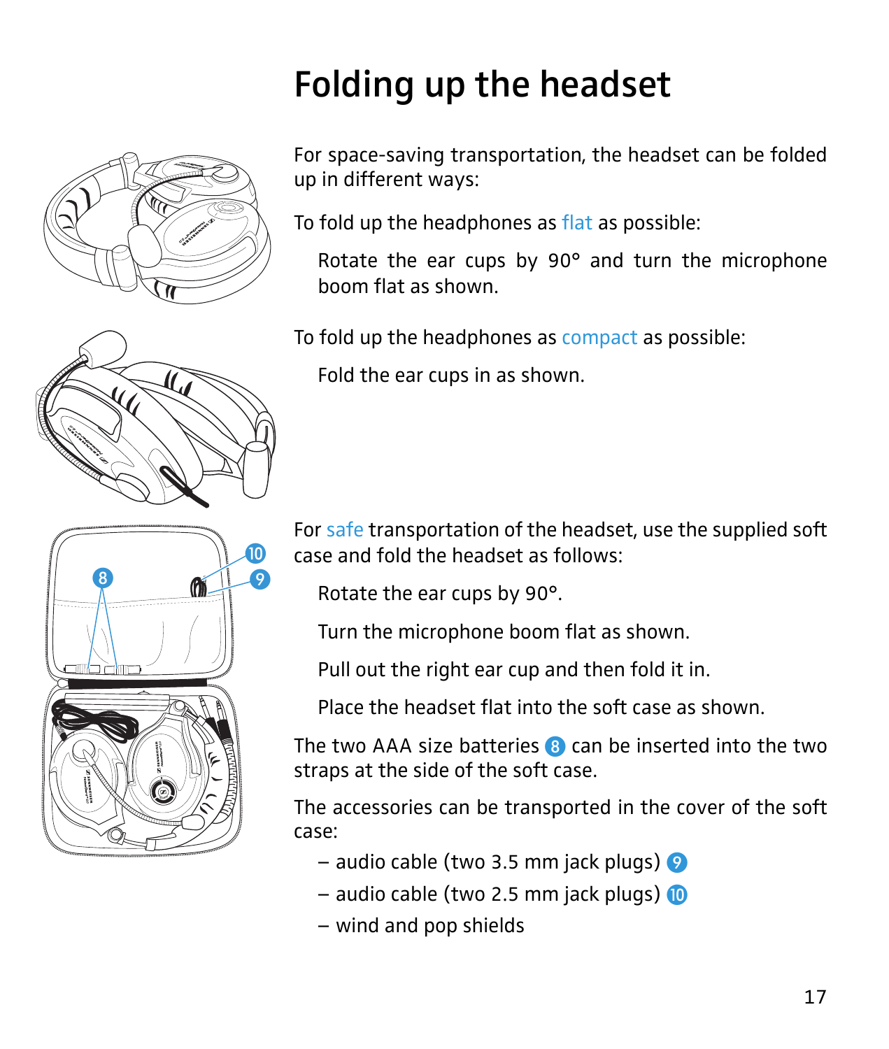# Folding up the headset

For space-saving transportation, the headset can be folded up in different ways:

To fold up the headphones as flat as possible:

Rotate the ear cups by 90° and turn the microphone boom flat as shown.

To fold up the headphones as compact as possible:

Fold the ear cups in as shown.

For safe transportation of the headset, use the supplied soft case and fold the headset as follows:

Rotate the ear cups by 90°.

Turn the microphone boom flat as shown.

Pull out the right ear cup and then fold it in.

Place the headset flat into the soft case as shown.

The two AAA size batteries 8 can be inserted into the two straps at the side of the soft case.

The accessories can be transported in the cover of the soft case:

- audio cable (two 3.5 mm jack plugs) 9
- audio cable (two 2.5 mm jack plugs) 10
- wind and pop shields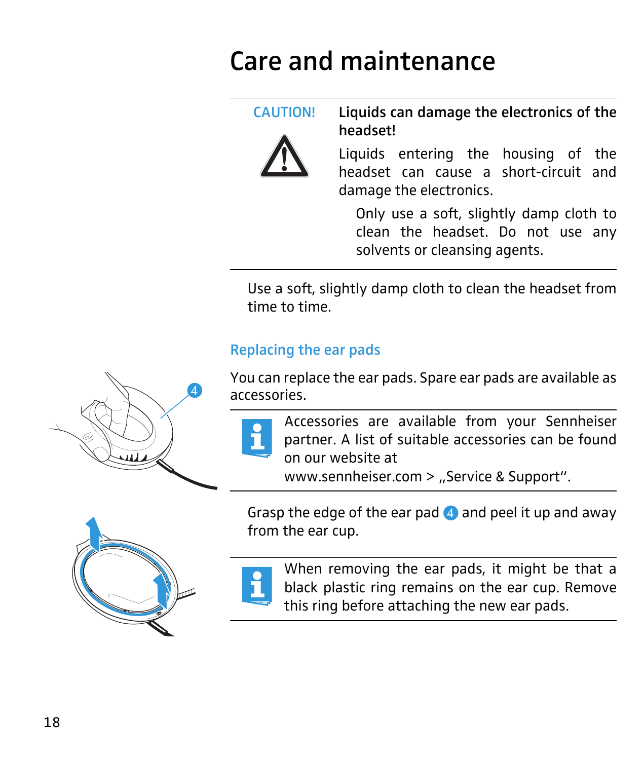# Care and maintenance

**CAUTION!**

**Liquids can damage the electronics of the headset!**

Liquids entering the housing of the headset can cause a short-circuit and damage the electronics.

Only use a soft, slightly damp cloth to clean the headset. Do not use any solvents or cleansing agents.

Use a soft, slightly damp cloth to clean the headset from time to time.

## Replacing the ear pads

You can replace the ear pads. Spare ear pads are available as accessories.

Accessories are available from your Sennheiser partner. A list of suitable accessories can be found on our website at www.sennheiser.com > „Service & Support".

Grasp the edge of the ear pad 4 and peel it up and away from the ear cup.

When removing the ear pads, it might be that a black plastic ring remains on the ear cup. Remove this ring before attaching the new ear pads.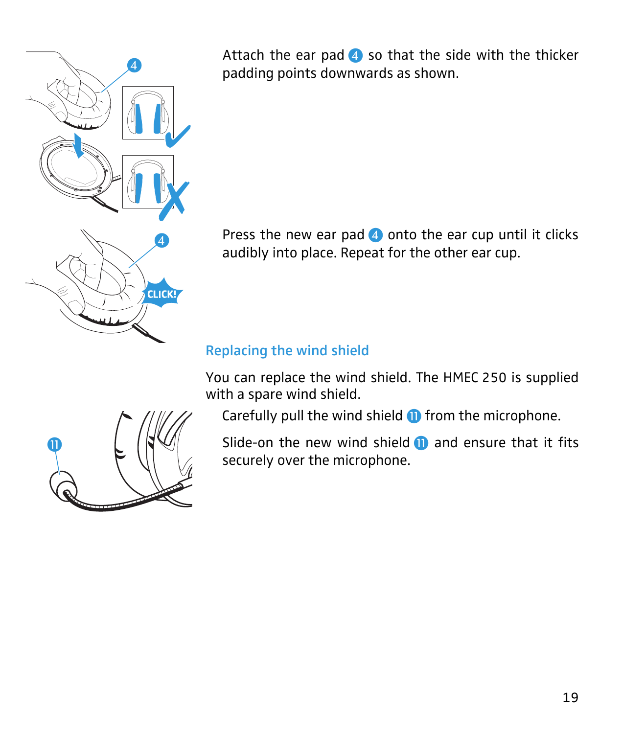Attach the ear pad 4 so that the side with the thicker padding points downwards as shown.

Press the new ear pad 4 onto the ear cup until it clicks audibly into place. Repeat for the other ear cup.

## Replacing the wind shield

You can replace the wind shield. The HMEC 250 is supplied with a spare wind shield.

Carefully pull the wind shield 11 from the microphone.

Slide-on the new wind shield 11 and ensure that it fits securely over the microphone.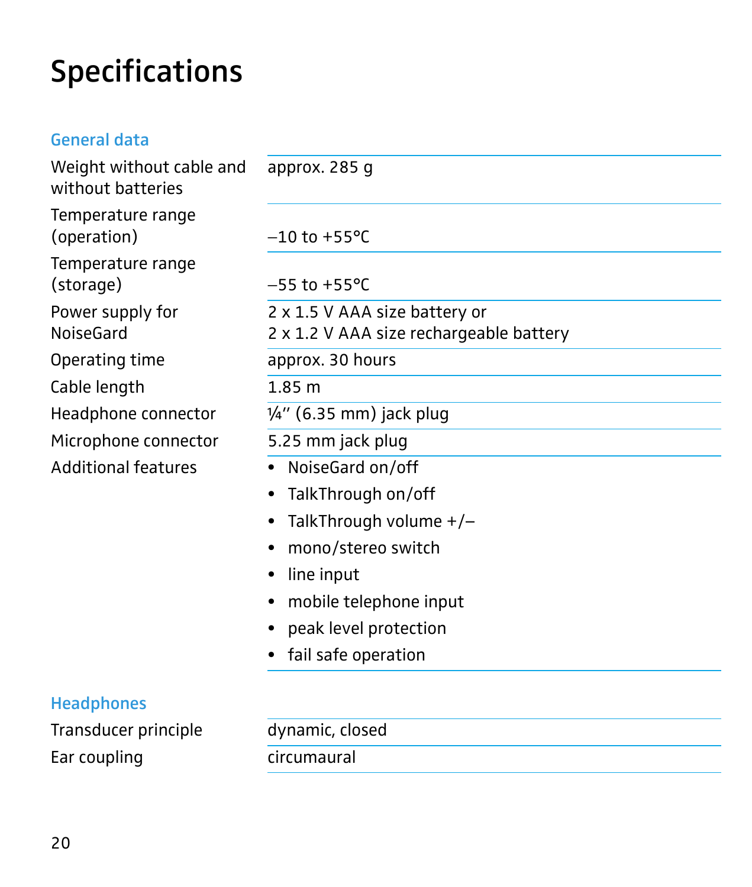# Specifications

## General data

| | |
|---|---|
| Weight without cable and without batteries | approx. 285 g |
| Temperature range (operation) | –10 to +55°C |
| Temperature range (storage) | –55 to +55°C |
| Power supply for NoiseGard | 2 x 1.5 V AAA size battery or<br>2 x 1.2 V AAA size rechargeable battery |
| Operating time | approx. 30 hours |
| Cable length | 1.85 m |
| Headphone connector | ¼'' (6.35 mm) jack plug |
| Microphone connector | 5.25 mm jack plug |
| Additional features | • NoiseGard on/off<br>• TalkThrough on/off<br>• TalkThrough volume +/–<br>• mono/stereo switch<br>• line input<br>• mobile telephone input<br>• peak level protection<br>• fail safe operation |

## Headphones

| | |
|---|---|
| Transducer principle | dynamic, closed |
| Ear coupling | circumaural |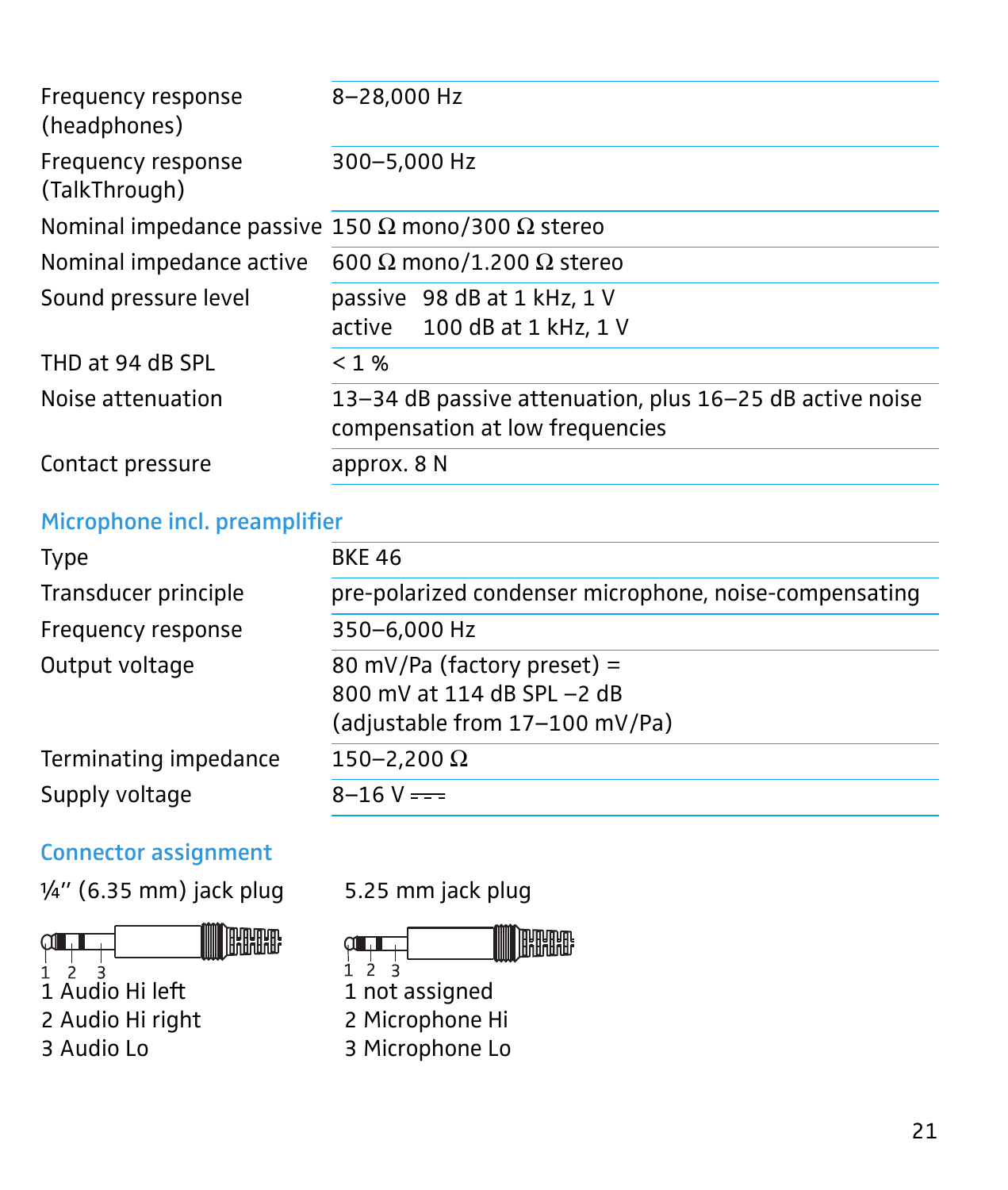| | |
|---|---|
| Frequency response (headphones) | 8–28,000 Hz |
| Frequency response (TalkThrough) | 300–5,000 Hz |
| Nominal impedance passive | 150 Ω mono/300 Ω stereo |
| Nominal impedance active | 600 Ω mono/1.200 Ω stereo |
| Sound pressure level | passive 98 dB at 1 kHz, 1 V<br>active 100 dB at 1 kHz, 1 V |
| THD at 94 dB SPL | < 1 % |
| Noise attenuation | 13–34 dB passive attenuation, plus 16–25 dB active noise compensation at low frequencies |
| Contact pressure | approx. 8 N |

## Microphone incl. preamplifier

| | |
|---|---|
| Type | BKE 46 |
| Transducer principle | pre-polarized condenser microphone, noise-compensating |
| Frequency response | 350–6,000 Hz |
| Output voltage | 80 mV/Pa (factory preset) =<br>800 mV at 114 dB SPL –2 dB<br>(adjustable from 17–100 mV/Pa) |
| Terminating impedance | 150–2,200 Ω |
| Supply voltage | 8–16 V ⎓ |

## Connector assignment

¼'' (6.35 mm) jack plug

1 Audio Hi left
2 Audio Hi right
3 Audio Lo

5.25 mm jack plug

1 not assigned
2 Microphone Hi
3 Microphone Lo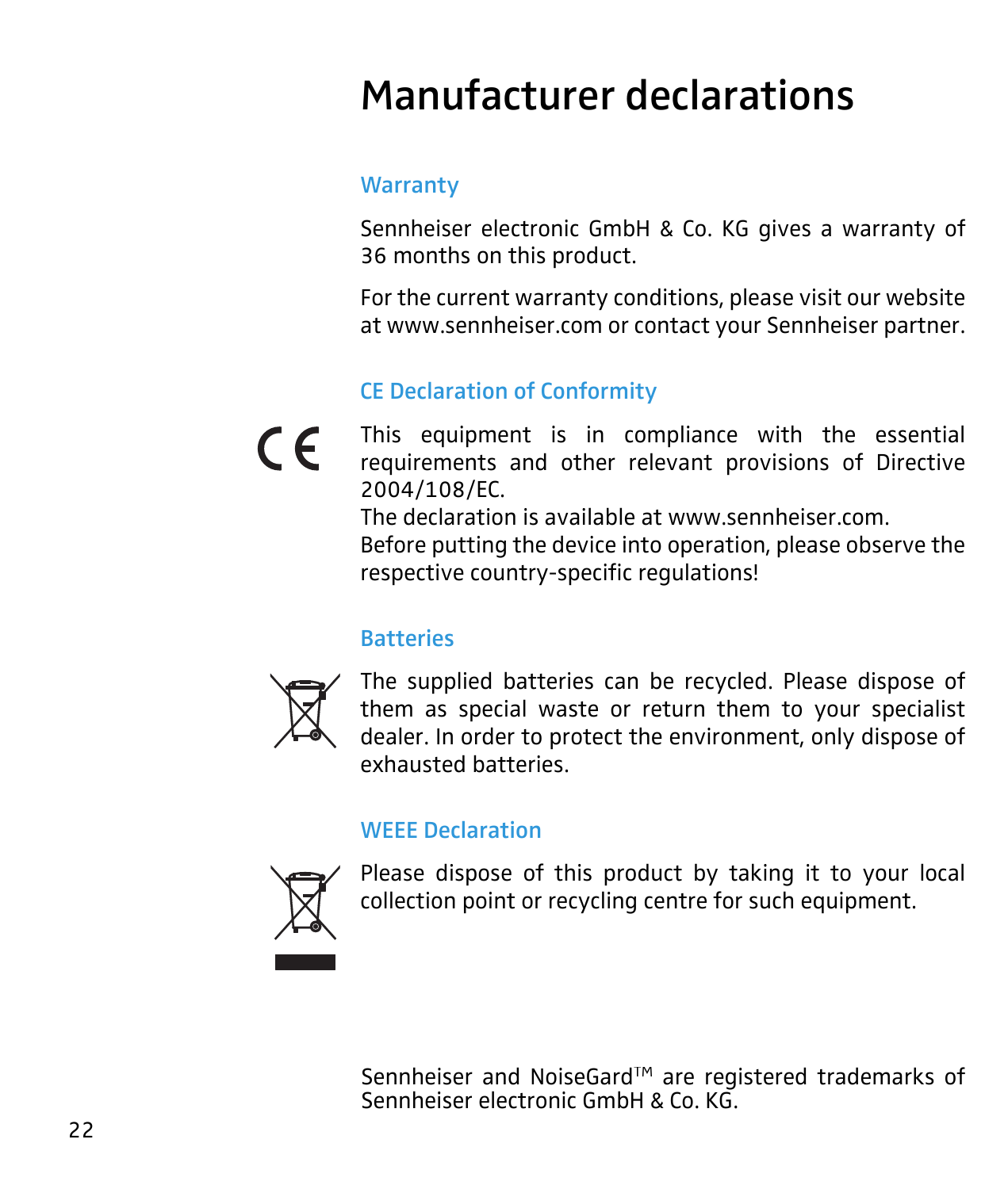# Manufacturer declarations

## Warranty

Sennheiser electronic GmbH & Co. KG gives a warranty of 36 months on this product.

For the current warranty conditions, please visit our website at www.sennheiser.com or contact your Sennheiser partner.

## CE Declaration of Conformity

This equipment is in compliance with the essential requirements and other relevant provisions of Directive 2004/108/EC.
The declaration is available at www.sennheiser.com.
Before putting the device into operation, please observe the respective country-specific regulations!

## Batteries

The supplied batteries can be recycled. Please dispose of them as special waste or return them to your specialist dealer. In order to protect the environment, only dispose of exhausted batteries.

## WEEE Declaration

Please dispose of this product by taking it to your local collection point or recycling centre for such equipment.

Sennheiser and NoiseGard™ are registered trademarks of Sennheiser electronic GmbH & Co. KG.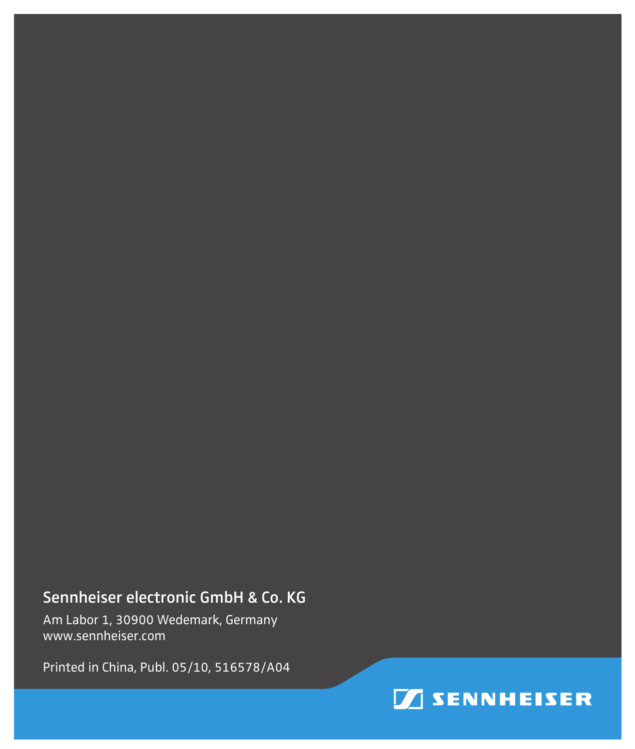**Sennheiser electronic GmbH & Co. KG**

Am Labor 1, 30900 Wedemark, Germany
www.sennheiser.com

Printed in China, Publ. 05/10, 516578/A04

SENNHEISER